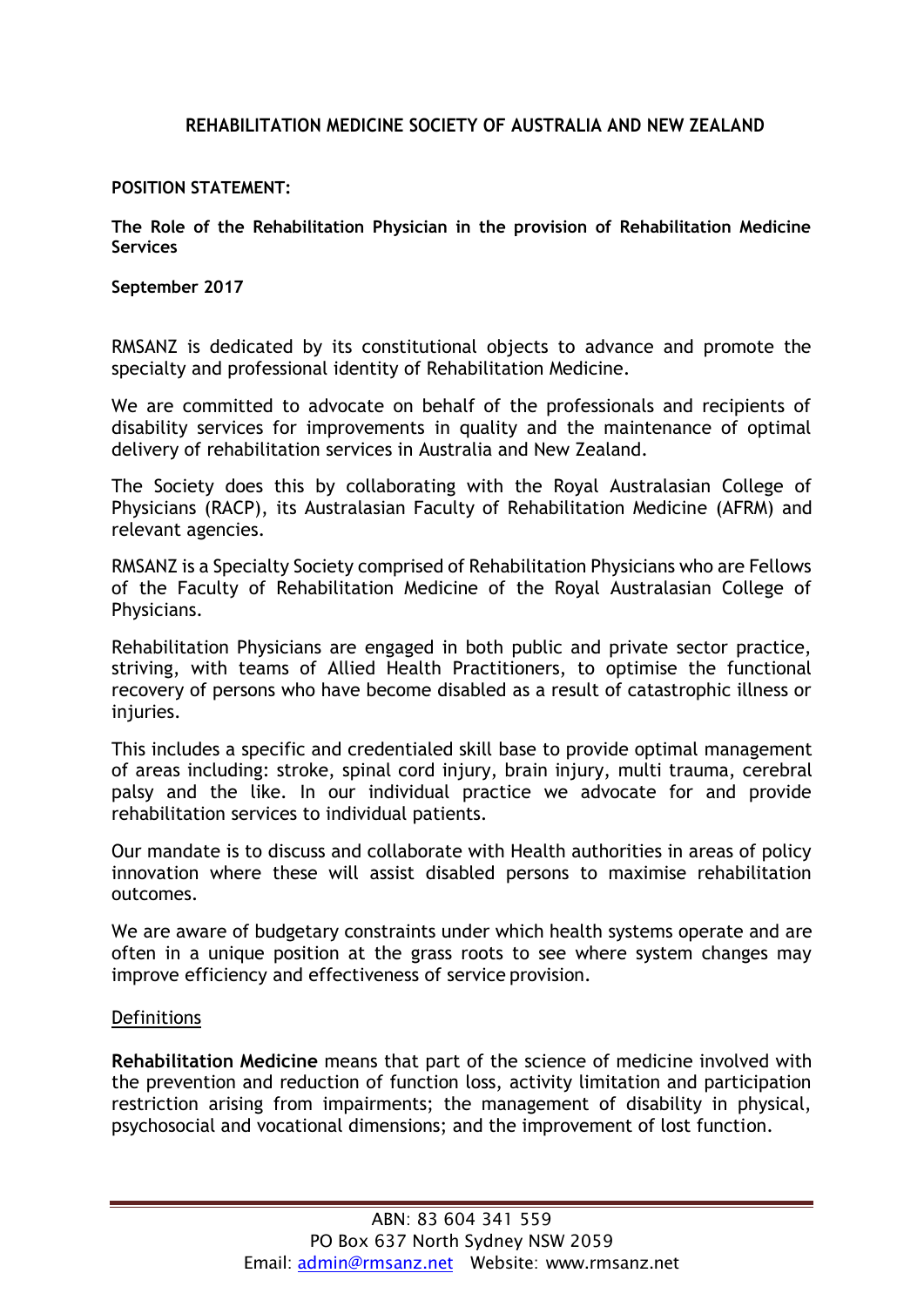# REHABILITATION MEDICINE SOCIETY OF AUSTRALIA AND NEW ZEALAND

**POSITION STATEMENT:**

**The Role of the Rehabilitation Physician in the provision of Rehabilitation Medicine Services**

**September 2017**

RMSANZ is dedicated by its constitutional objects to advance and promote the specialty and professional identity of Rehabilitation Medicine.

We are committed to advocate on behalf of the professionals and recipients of disability services for improvements in quality and the maintenance of optimal delivery of rehabilitation services in Australia and New Zealand.

The Society does this by collaborating with the Royal Australasian College of Physicians (RACP), its Australasian Faculty of Rehabilitation Medicine (AFRM) and relevant agencies.

RMSANZ is a Specialty Society comprised of Rehabilitation Physicians who are Fellows of the Faculty of Rehabilitation Medicine of the Royal Australasian College of Physicians.

Rehabilitation Physicians are engaged in both public and private sector practice, striving, with teams of Allied Health Practitioners, to optimise the functional recovery of persons who have become disabled as a result of catastrophic illness or injuries.

This includes a specific and credentialed skill base to provide optimal management of areas including: stroke, spinal cord injury, brain injury, multi trauma, cerebral palsy and the like. In our individual practice we advocate for and provide rehabilitation services to individual patients.

Our mandate is to discuss and collaborate with Health authorities in areas of policy innovation where these will assist disabled persons to maximise rehabilitation outcomes.

We are aware of budgetary constraints under which health systems operate and are often in a unique position at the grass roots to see where system changes may improve efficiency and effectiveness of service provision.

## Definitions

**Rehabilitation Medicine** means that part of the science of medicine involved with the prevention and reduction of function loss, activity limitation and participation restriction arising from impairments; the management of disability in physical, psychosocial and vocational dimensions; and the improvement of lost function.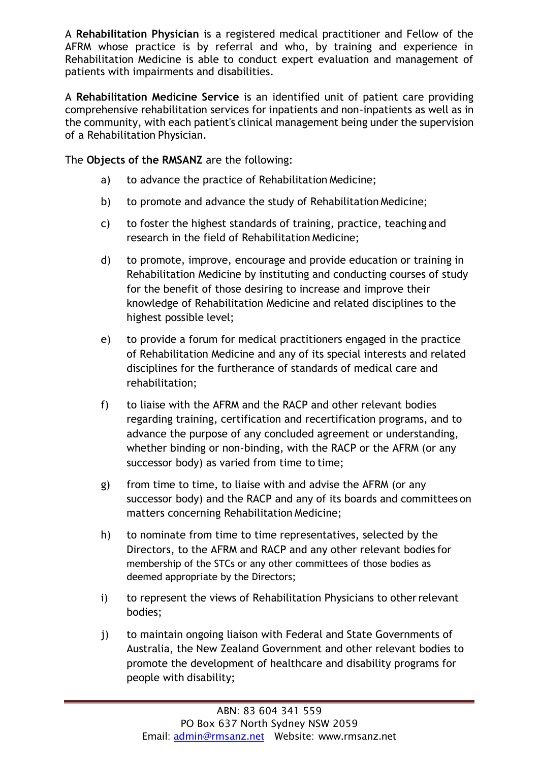A **Rehabilitation Physician** is a registered medical practitioner and Fellow of the AFRM whose practice is by referral and who, by training and experience in Rehabilitation Medicine is able to conduct expert evaluation and management of patients with impairments and disabilities.

A **Rehabilitation Medicine Service** is an identified unit of patient care providing comprehensive rehabilitation services for inpatients and non-inpatients as well as in the community, with each patient's clinical management being under the supervision of a Rehabilitation Physician.

The **Objects of the RMSANZ** are the following:

a) to advance the practice of Rehabilitation Medicine;

b) to promote and advance the study of Rehabilitation Medicine;

c) to foster the highest standards of training, practice, teaching and research in the field of Rehabilitation Medicine;

d) to promote, improve, encourage and provide education or training in Rehabilitation Medicine by instituting and conducting courses of study for the benefit of those desiring to increase and improve their knowledge of Rehabilitation Medicine and related disciplines to the highest possible level;

e) to provide a forum for medical practitioners engaged in the practice of Rehabilitation Medicine and any of its special interests and related disciplines for the furtherance of standards of medical care and rehabilitation;

f) to liaise with the AFRM and the RACP and other relevant bodies regarding training, certification and recertification programs, and to advance the purpose of any concluded agreement or understanding, whether binding or non-binding, with the RACP or the AFRM (or any successor body) as varied from time to time;

g) from time to time, to liaise with and advise the AFRM (or any successor body) and the RACP and any of its boards and committees on matters concerning Rehabilitation Medicine;

h) to nominate from time to time representatives, selected by the Directors, to the AFRM and RACP and any other relevant bodies for membership of the STCs or any other committees of those bodies as deemed appropriate by the Directors;

i) to represent the views of Rehabilitation Physicians to other relevant bodies;

j) to maintain ongoing liaison with Federal and State Governments of Australia, the New Zealand Government and other relevant bodies to promote the development of healthcare and disability programs for people with disability;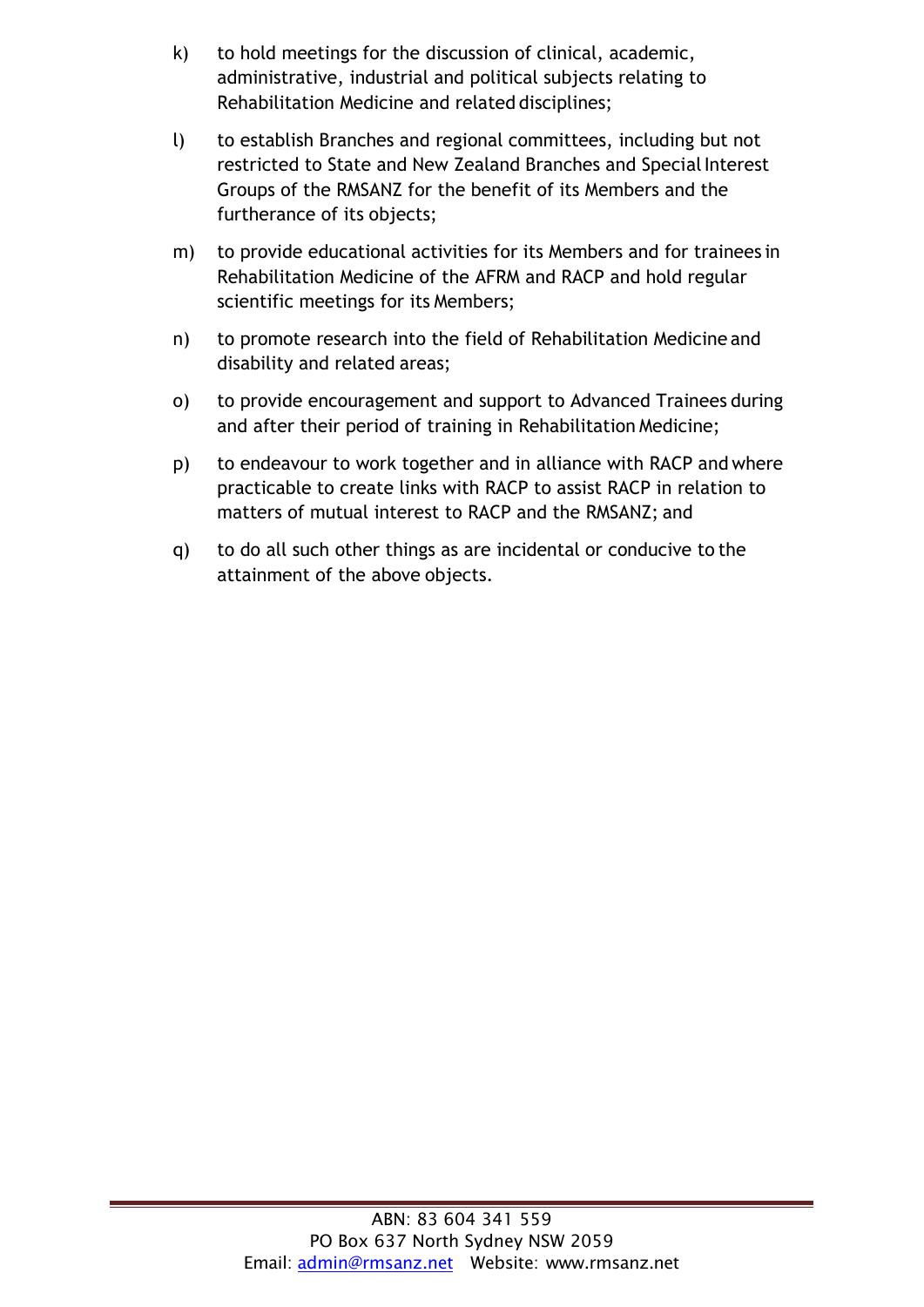k) to hold meetings for the discussion of clinical, academic, administrative, industrial and political subjects relating to Rehabilitation Medicine and related disciplines;

l) to establish Branches and regional committees, including but not restricted to State and New Zealand Branches and Special Interest Groups of the RMSANZ for the benefit of its Members and the furtherance of its objects;

m) to provide educational activities for its Members and for trainees in Rehabilitation Medicine of the AFRM and RACP and hold regular scientific meetings for its Members;

n) to promote research into the field of Rehabilitation Medicine and disability and related areas;

o) to provide encouragement and support to Advanced Trainees during and after their period of training in Rehabilitation Medicine;

p) to endeavour to work together and in alliance with RACP and where practicable to create links with RACP to assist RACP in relation to matters of mutual interest to RACP and the RMSANZ; and

q) to do all such other things as are incidental or conducive to the attainment of the above objects.